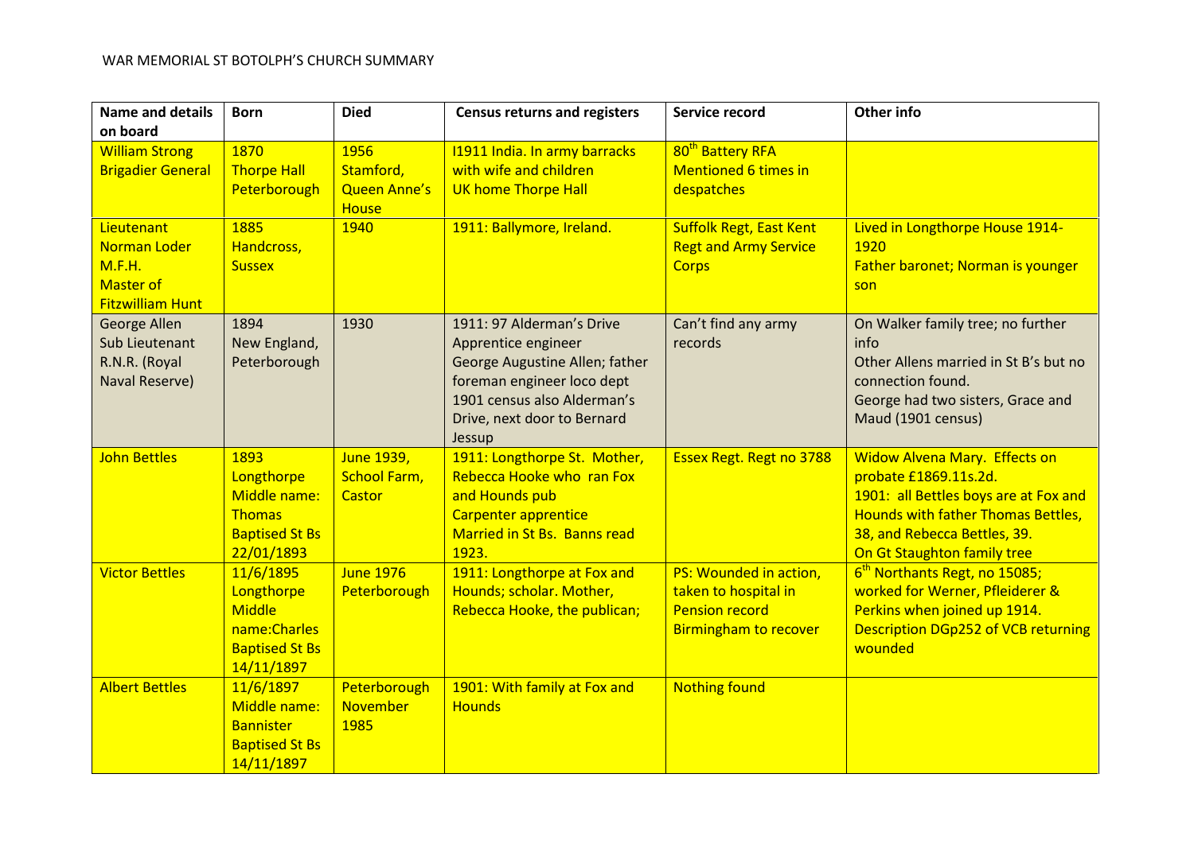WAR MEMORIAL ST BOTOLPH'S CHURCH SUMMARY

| Name and details on board | Born | Died | Census returns and registers | Service record | Other info |
|---|---|---|---|---|---|
| William Strong Brigadier General | 1870 Thorpe Hall Peterborough | 1956 Stamford, Queen Anne's House | I1911 India. In army barracks with wife and children UK home Thorpe Hall | 80th Battery RFA Mentioned 6 times in despatches | |
| Lieutenant Norman Loder M.F.H. Master of Fitzwilliam Hunt | 1885 Handcross, Sussex | 1940 | 1911: Ballymore, Ireland. | Suffolk Regt, East Kent Regt and Army Service Corps | Lived in Longthorpe House 1914-1920 Father baronet; Norman is younger son |
| George Allen Sub Lieutenant R.N.R. (Royal Naval Reserve) | 1894 New England, Peterborough | 1930 | 1911: 97 Alderman's Drive Apprentice engineer George Augustine Allen; father foreman engineer loco dept 1901 census also Alderman's Drive, next door to Bernard Jessup | Can't find any army records | On Walker family tree; no further info Other Allens married in St B's but no connection found. George had two sisters, Grace and Maud (1901 census) |
| John Bettles | 1893 Longthorpe Middle name: Thomas Baptised St Bs 22/01/1893 | June 1939, School Farm, Castor | 1911: Longthorpe St. Mother, Rebecca Hooke who ran Fox and Hounds pub Carpenter apprentice Married in St Bs. Banns read 1923. | Essex Regt. Regt no 3788 | Widow Alvena Mary. Effects on probate £1869.11s.2d. 1901: all Bettles boys are at Fox and Hounds with father Thomas Bettles, 38, and Rebecca Bettles, 39. On Gt Staughton family tree |
| Victor Bettles | 11/6/1895 Longthorpe Middle name:Charles Baptised St Bs 14/11/1897 | June 1976 Peterborough | 1911: Longthorpe at Fox and Hounds; scholar. Mother, Rebecca Hooke, the publican; | PS: Wounded in action, taken to hospital in Pension record Birmingham to recover | 6th Northants Regt, no 15085; worked for Werner, Pfleiderer & Perkins when joined up 1914. Description DGp252 of VCB returning wounded |
| Albert Bettles | 11/6/1897 Middle name: Bannister Baptised St Bs 14/11/1897 | Peterborough November 1985 | 1901: With family at Fox and Hounds | Nothing found | |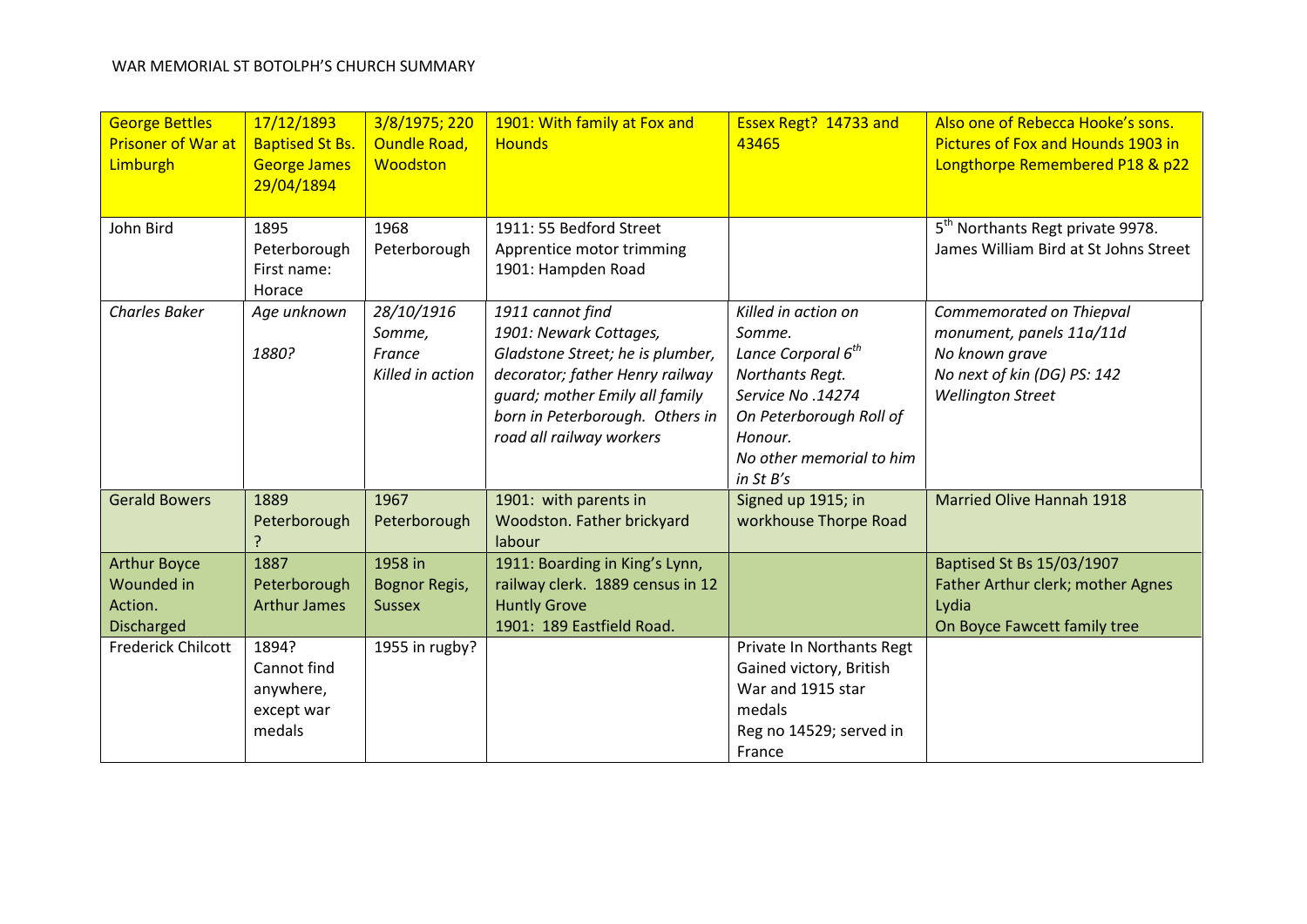WAR MEMORIAL ST BOTOLPH'S CHURCH SUMMARY

| | | | | | |
|---|---|---|---|---|---|
| George Bettles Prisoner of War at Limburgh | 17/12/1893 Baptised St Bs. George James 29/04/1894 | 3/8/1975; 220 Oundle Road, Woodston | 1901: With family at Fox and Hounds | Essex Regt? 14733 and 43465 | Also one of Rebecca Hooke's sons. Pictures of Fox and Hounds 1903 in Longthorpe Remembered P18 & p22 |
| John Bird | 1895 Peterborough First name: Horace | 1968 Peterborough | 1911: 55 Bedford Street Apprentice motor trimming 1901: Hampden Road | | 5th Northants Regt private 9978. James William Bird at St Johns Street |
| *Charles Baker* | *Age unknown* *1880?* | *28/10/1916 Somme, France Killed in action* | *1911 cannot find* *1901: Newark Cottages, Gladstone Street; he is plumber, decorator; father Henry railway guard; mother Emily all family born in Peterborough. Others in road all railway workers* | *Killed in action on Somme.* *Lance Corporal 6th Northants Regt.* *Service No .14274* *On Peterborough Roll of Honour.* *No other memorial to him in St B's* | *Commemorated on Thiepval monument, panels 11a/11d* *No known grave* *No next of kin (DG) PS: 142 Wellington Street* |
| Gerald Bowers | 1889 Peterborough ? | 1967 Peterborough | 1901: with parents in Woodston. Father brickyard labour | Signed up 1915; in workhouse Thorpe Road | Married Olive Hannah 1918 |
| Arthur Boyce Wounded in Action. Discharged | 1887 Peterborough Arthur James | 1958 in Bognor Regis, Sussex | 1911: Boarding in King's Lynn, railway clerk. 1889 census in 12 Huntly Grove 1901: 189 Eastfield Road. | | Baptised St Bs 15/03/1907 Father Arthur clerk; mother Agnes Lydia On Boyce Fawcett family tree |
| Frederick Chilcott | 1894? Cannot find anywhere, except war medals | 1955 in rugby? | | Private In Northants Regt Gained victory, British War and 1915 star medals Reg no 14529; served in France | |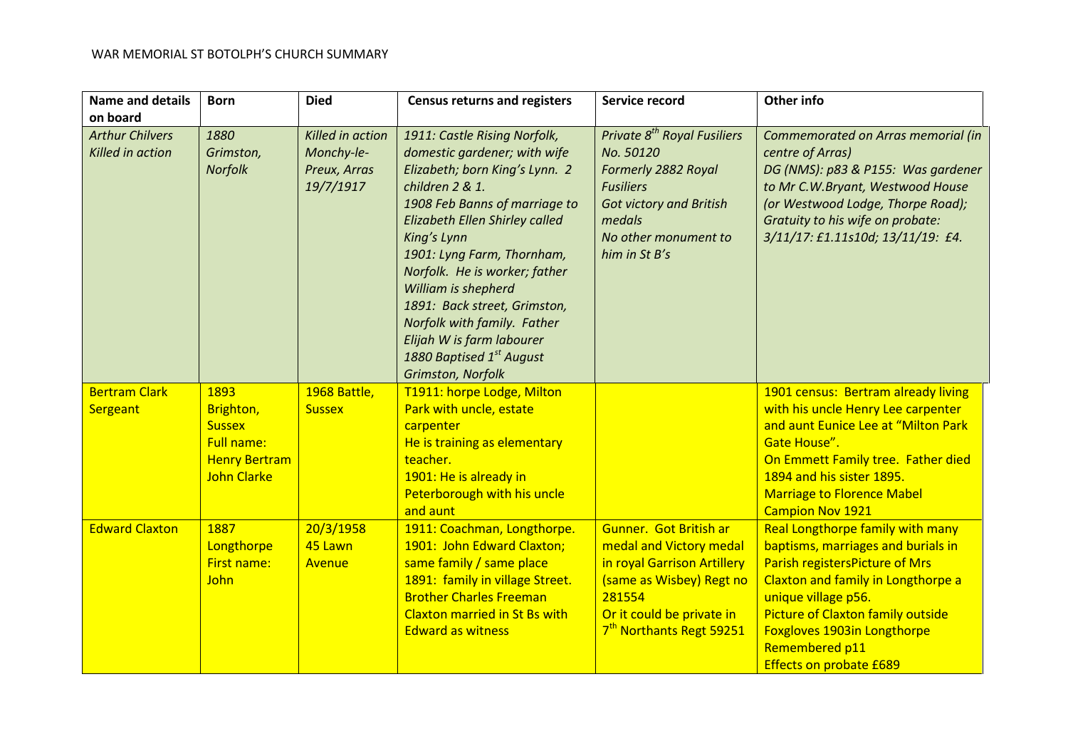WAR MEMORIAL ST BOTOLPH'S CHURCH SUMMARY

| Name and details on board | Born | Died | Census returns and registers | Service record | Other info |
|---|---|---|---|---|---|
| *Arthur Chilvers Killed in action* | *1880 Grimston, Norfolk* | *Killed in action Monchy-le-Preux, Arras 19/7/1917* | *1911: Castle Rising Norfolk, domestic gardener; with wife Elizabeth; born King's Lynn. 2 children 2 & 1.*<br>*1908 Feb Banns of marriage to Elizabeth Ellen Shirley called King's Lynn*<br>*1901: Lyng Farm, Thornham, Norfolk. He is worker; father William is shepherd*<br>*1891: Back street, Grimston, Norfolk with family. Father Elijah W is farm labourer*<br>*1880 Baptised 1st August Grimston, Norfolk* | *Private 8th Royal Fusiliers No. 50120*<br>*Formerly 2882 Royal Fusiliers*<br>*Got victory and British medals*<br>*No other monument to him in St B's* | *Commemorated on Arras memorial (in centre of Arras)*<br>*DG (NMS): p83 & P155: Was gardener to Mr C.W.Bryant, Westwood House (or Westwood Lodge, Thorpe Road); Gratuity to his wife on probate: 3/11/17: £1.11s10d; 13/11/19: £4.* |
| Bertram Clark Sergeant | 1893 Brighton, Sussex<br>Full name: Henry Bertram John Clarke | 1968 Battle, Sussex | T1911: horpe Lodge, Milton Park with uncle, estate carpenter<br>He is training as elementary teacher.<br>1901: He is already in Peterborough with his uncle and aunt | | 1901 census: Bertram already living with his uncle Henry Lee carpenter and aunt Eunice Lee at "Milton Park Gate House".<br>On Emmett Family tree. Father died 1894 and his sister 1895.<br>Marriage to Florence Mabel Campion Nov 1921 |
| Edward Claxton | 1887 Longthorpe<br>First name: John | 20/3/1958 45 Lawn Avenue | 1911: Coachman, Longthorpe.<br>1901: John Edward Claxton; same family / same place<br>1891: family in village Street.<br>Brother Charles Freeman Claxton married in St Bs with Edward as witness | Gunner. Got British ar medal and Victory medal in royal Garrison Artillery (same as Wisbey) Regt no 281554<br>Or it could be private in 7th Northants Regt 59251 | Real Longthorpe family with many baptisms, marriages and burials in Parish registersPicture of Mrs Claxton and family in Longthorpe a unique village p56.<br>Picture of Claxton family outside Foxgloves 1903in Longthorpe Remembered p11<br>Effects on probate £689 |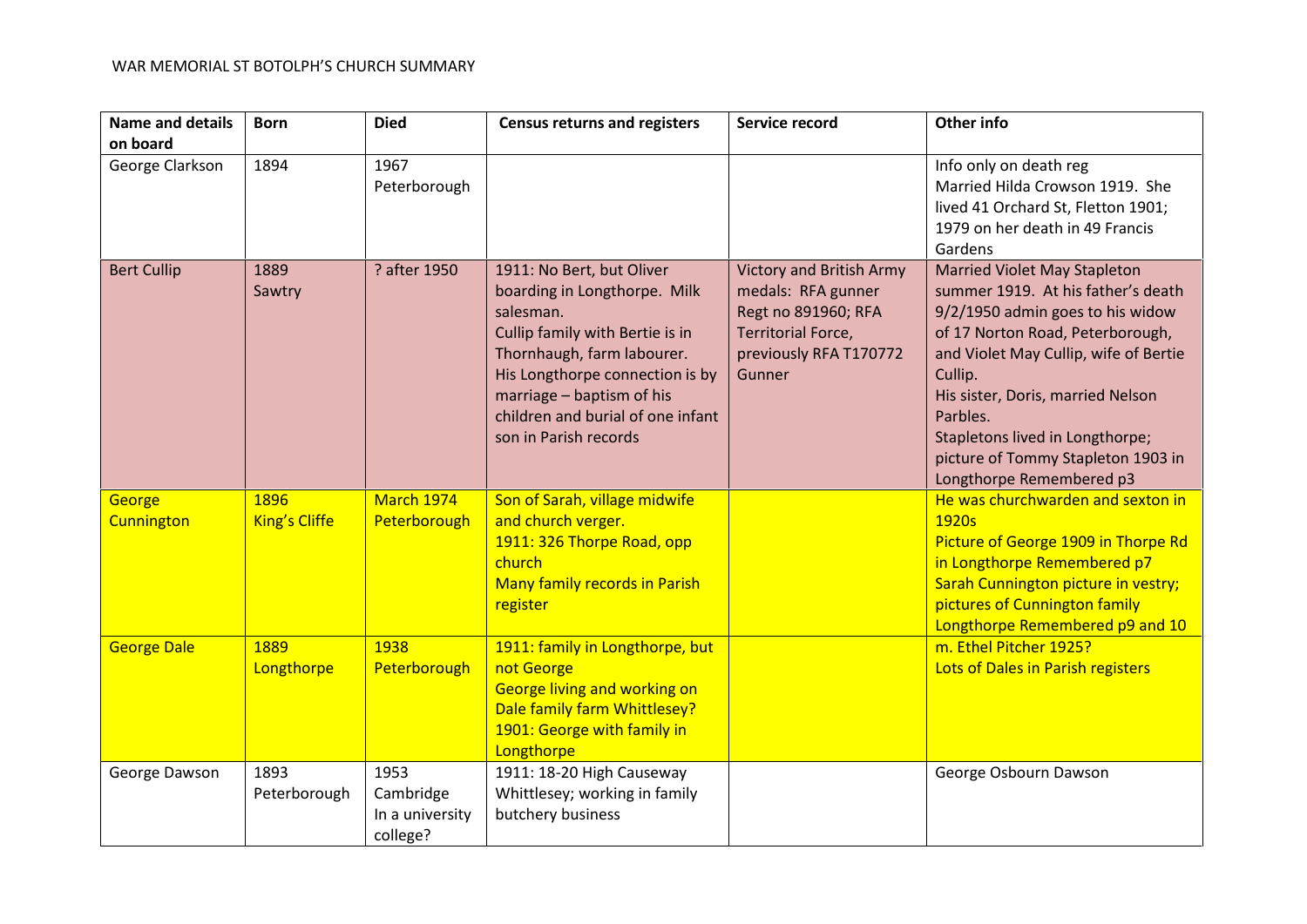WAR MEMORIAL ST BOTOLPH'S CHURCH SUMMARY

| Name and details on board | Born | Died | Census returns and registers | Service record | Other info |
|---|---|---|---|---|---|
| George Clarkson | 1894 | 1967 Peterborough | | | Info only on death reg<br>Married Hilda Crowson 1919. She lived 41 Orchard St, Fletton 1901; 1979 on her death in 49 Francis Gardens |
| Bert Cullip | 1889 Sawtry | ? after 1950 | 1911: No Bert, but Oliver boarding in Longthorpe. Milk salesman.<br>Cullip family with Bertie is in Thornhaugh, farm labourer.<br>His Longthorpe connection is by marriage – baptism of his children and burial of one infant son in Parish records | Victory and British Army medals: RFA gunner Regt no 891960; RFA Territorial Force, previously RFA T170772 Gunner | Married Violet May Stapleton summer 1919. At his father's death 9/2/1950 admin goes to his widow of 17 Norton Road, Peterborough, and Violet May Cullip, wife of Bertie Cullip.<br>His sister, Doris, married Nelson Parbles.<br>Stapletons lived in Longthorpe; picture of Tommy Stapleton 1903 in Longthorpe Remembered p3 |
| George Cunnington | 1896 King's Cliffe | March 1974 Peterborough | Son of Sarah, village midwife and church verger.<br>1911: 326 Thorpe Road, opp church<br>Many family records in Parish register | | He was churchwarden and sexton in 1920s<br>Picture of George 1909 in Thorpe Rd in Longthorpe Remembered p7<br>Sarah Cunnington picture in vestry; pictures of Cunnington family Longthorpe Remembered p9 and 10 |
| George Dale | 1889 Longthorpe | 1938 Peterborough | 1911: family in Longthorpe, but not George<br>George living and working on Dale family farm Whittlesey?<br>1901: George with family in Longthorpe | | m. Ethel Pitcher 1925?<br>Lots of Dales in Parish registers |
| George Dawson | 1893 Peterborough | 1953 Cambridge In a university college? | 1911: 18-20 High Causeway Whittlesey; working in family butchery business | | George Osbourn Dawson |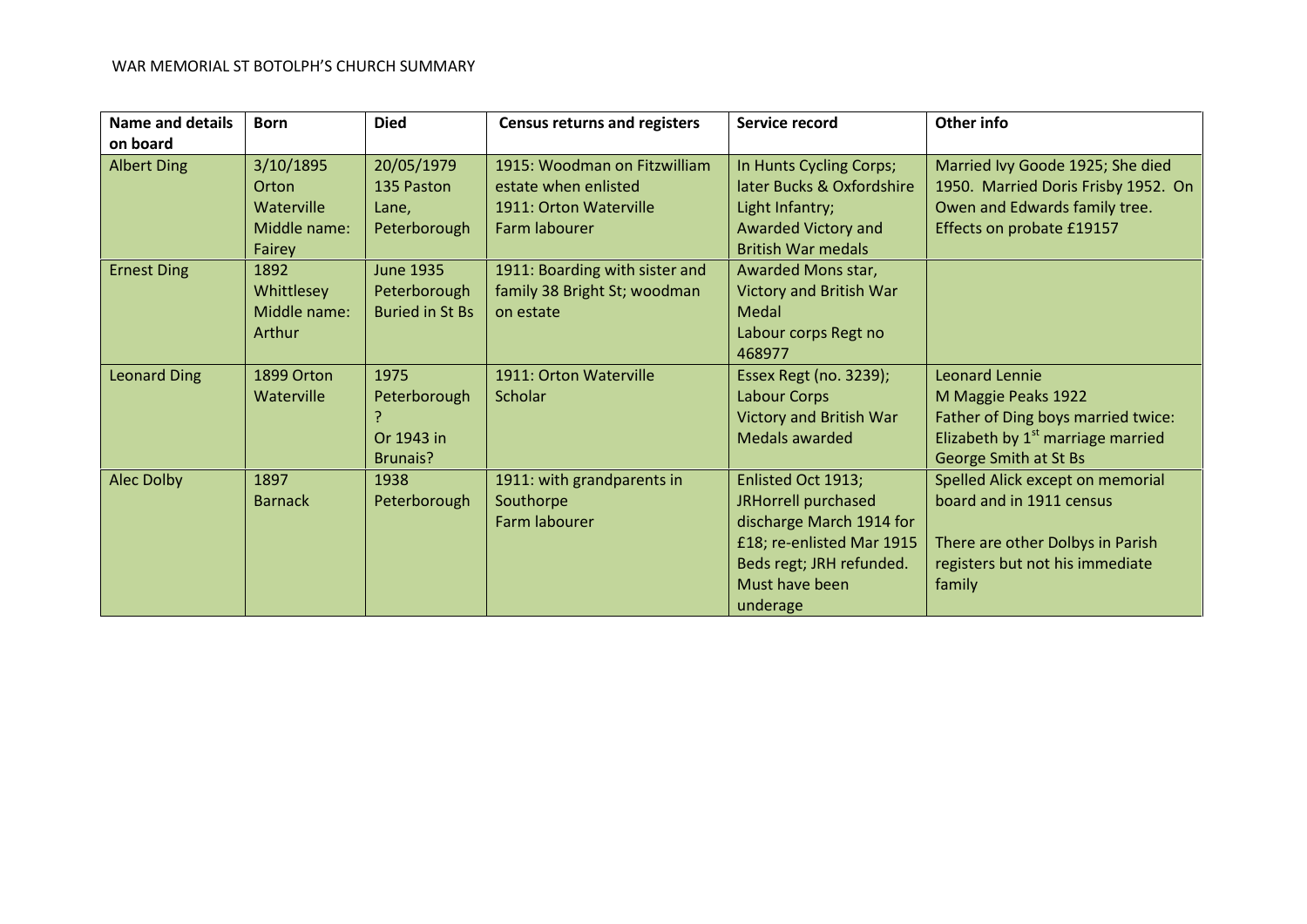WAR MEMORIAL ST BOTOLPH'S CHURCH SUMMARY

| Name and details on board | Born | Died | Census returns and registers | Service record | Other info |
|---|---|---|---|---|---|
| Albert Ding | 3/10/1895 Orton Waterville Middle name: Fairey | 20/05/1979 135 Paston Lane, Peterborough | 1915: Woodman on Fitzwilliam estate when enlisted 1911: Orton Waterville Farm labourer | In Hunts Cycling Corps; later Bucks & Oxfordshire Light Infantry; Awarded Victory and British War medals | Married Ivy Goode 1925; She died 1950. Married Doris Frisby 1952. On Owen and Edwards family tree. Effects on probate £19157 |
| Ernest Ding | 1892 Whittlesey Middle name: Arthur | June 1935 Peterborough Buried in St Bs | 1911: Boarding with sister and family 38 Bright St; woodman on estate | Awarded Mons star, Victory and British War Medal Labour corps Regt no 468977 | |
| Leonard Ding | 1899 Orton Waterville | 1975 Peterborough ? Or 1943 in Brunais? | 1911: Orton Waterville Scholar | Essex Regt (no. 3239); Labour Corps Victory and British War Medals awarded | Leonard Lennie M Maggie Peaks 1922 Father of Ding boys married twice: Elizabeth by 1st marriage married George Smith at St Bs |
| Alec Dolby | 1897 Barnack | 1938 Peterborough | 1911: with grandparents in Southorpe Farm labourer | Enlisted Oct 1913; JRHorrell purchased discharge March 1914 for £18; re-enlisted Mar 1915 Beds regt; JRH refunded. Must have been underage | Spelled Alick except on memorial board and in 1911 census There are other Dolbys in Parish registers but not his immediate family |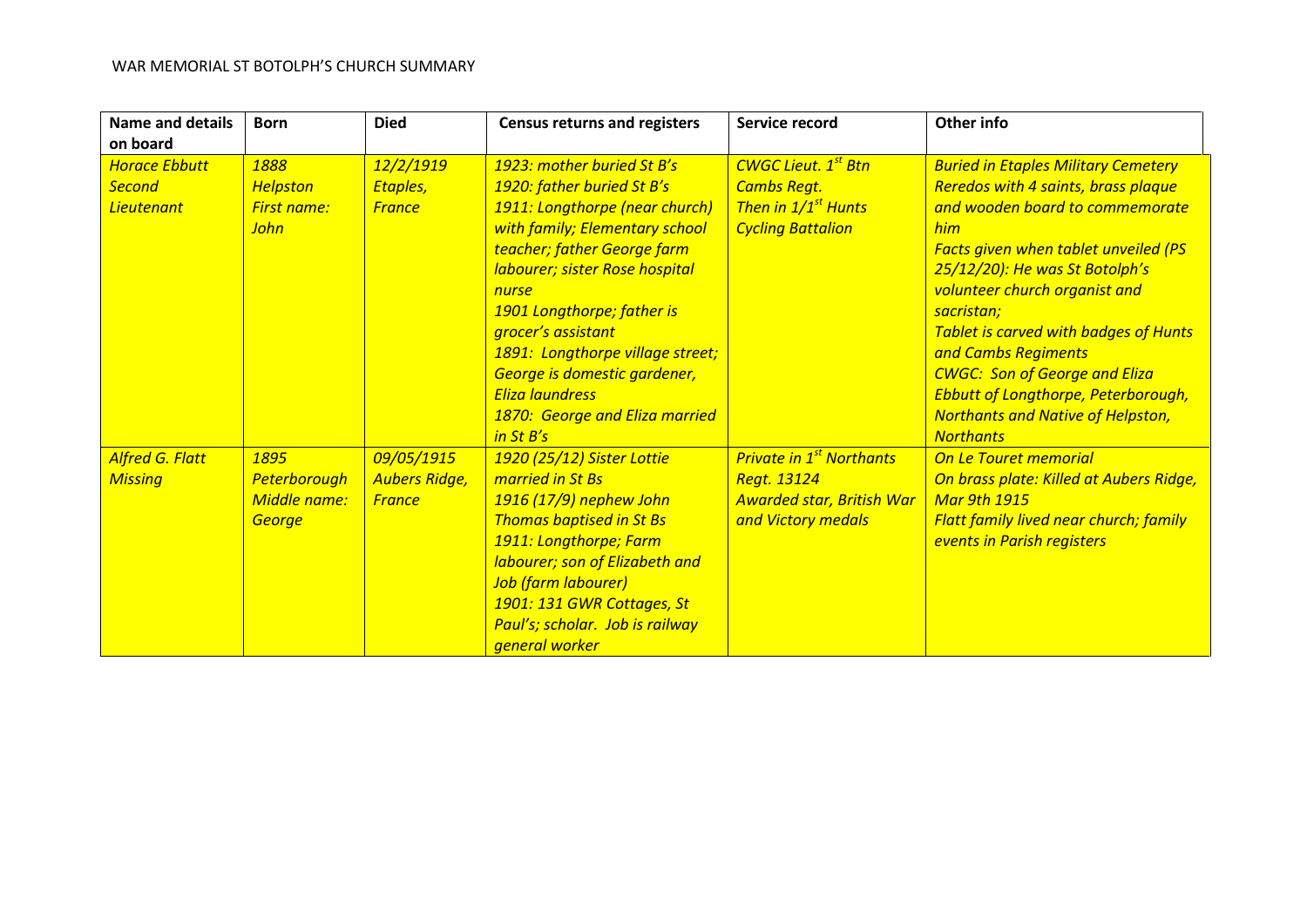WAR MEMORIAL ST BOTOLPH'S CHURCH SUMMARY

| Name and details on board | Born | Died | Census returns and registers | Service record | Other info |
|---|---|---|---|---|---|
| *Horace Ebbutt Second Lieutenant* | *1888 Helpston First name: John* | *12/2/1919 Etaples, France* | *1923: mother buried St B's*<br>*1920: father buried St B's*<br>*1911: Longthorpe (near church) with family; Elementary school teacher; father George farm labourer; sister Rose hospital nurse*<br>*1901 Longthorpe; father is grocer's assistant*<br>*1891: Longthorpe village street; George is domestic gardener, Eliza laundress*<br>*1870: George and Eliza married in St B's* | *CWGC Lieut. 1st Btn Cambs Regt. Then in 1/1st Hunts Cycling Battalion* | *Buried in Etaples Military Cemetery*<br>*Reredos with 4 saints, brass plaque and wooden board to commemorate him*<br>*Facts given when tablet unveiled (PS 25/12/20): He was St Botolph's volunteer church organist and sacristan;*<br>*Tablet is carved with badges of Hunts and Cambs Regiments*<br>*CWGC: Son of George and Eliza Ebbutt of Longthorpe, Peterborough, Northants and Native of Helpston, Northants* |
| *Alfred G. Flatt Missing* | *1895 Peterborough Middle name: George* | *09/05/1915 Aubers Ridge, France* | *1920 (25/12) Sister Lottie married in St Bs*<br>*1916 (17/9) nephew John Thomas baptised in St Bs*<br>*1911: Longthorpe; Farm labourer; son of Elizabeth and Job (farm labourer)*<br>*1901: 131 GWR Cottages, St Paul's; scholar. Job is railway general worker* | *Private in 1st Northants Regt. 13124 Awarded star, British War and Victory medals* | *On Le Touret memorial*<br>*On brass plate: Killed at Aubers Ridge, Mar 9th 1915*<br>*Flatt family lived near church; family events in Parish registers* |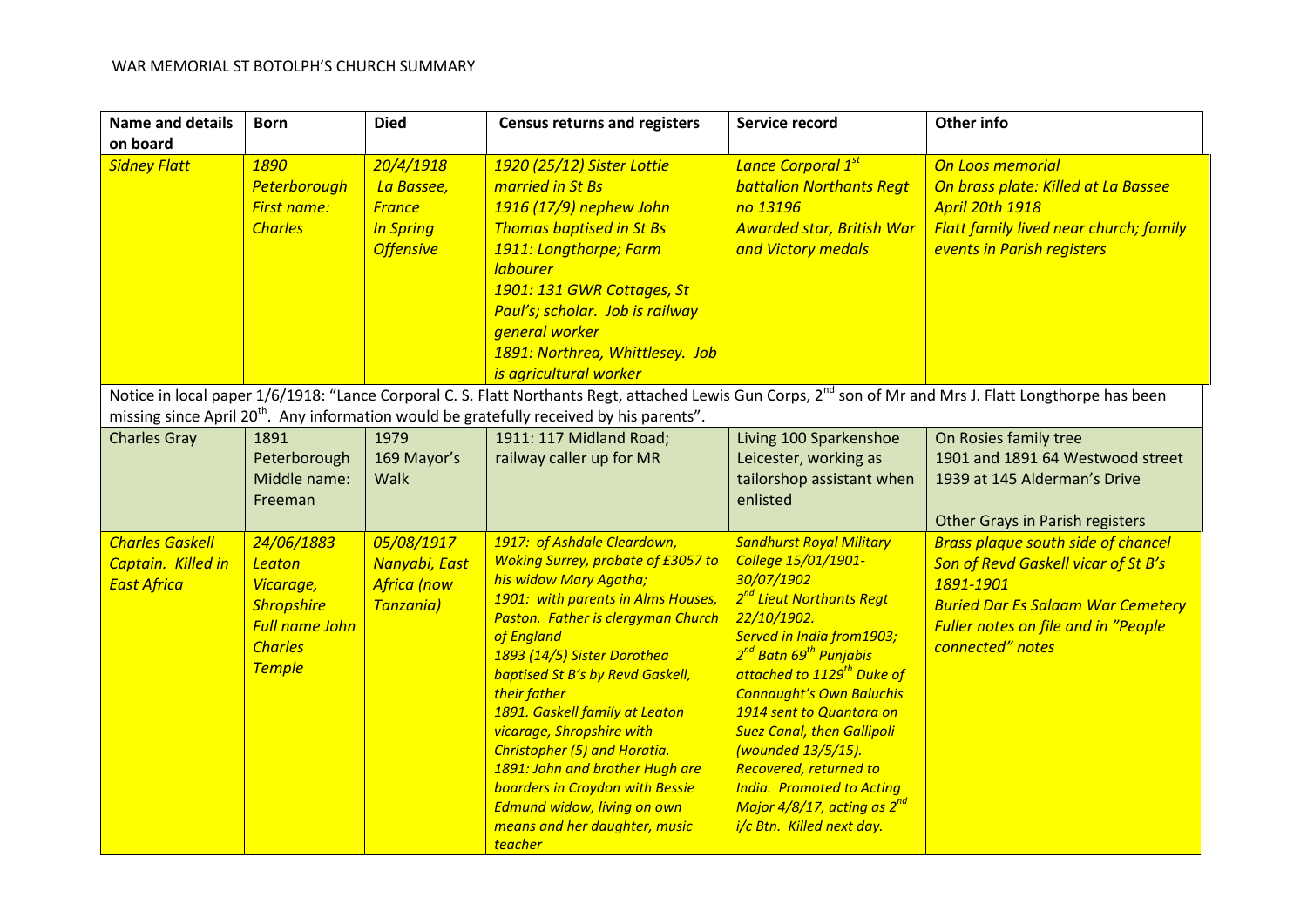WAR MEMORIAL ST BOTOLPH'S CHURCH SUMMARY

| Name and details on board | Born | Died | Census returns and registers | Service record | Other info |
|---|---|---|---|---|---|
| *Sidney Flatt* | *1890 Peterborough First name: Charles* | *20/4/1918 La Bassee, France In Spring Offensive* | *1920 (25/12) Sister Lottie married in St Bs*<br>*1916 (17/9) nephew John Thomas baptised in St Bs*<br>*1911: Longthorpe; Farm labourer*<br>*1901: 131 GWR Cottages, St Paul's; scholar. Job is railway general worker*<br>*1891: Northrea, Whittlesey. Job is agricultural worker* | *Lance Corporal 1st battalion Northants Regt no 13196*<br>*Awarded star, British War and Victory medals* | *On Loos memorial*<br>*On brass plate: Killed at La Bassee April 20th 1918*<br>*Flatt family lived near church; family events in Parish registers* |
| Notice in local paper 1/6/1918: "Lance Corporal C. S. Flatt Northants Regt, attached Lewis Gun Corps, 2nd son of Mr and Mrs J. Flatt Longthorpe has been missing since April 20th. Any information would be gratefully received by his parents". | | | | | |
| Charles Gray | 1891 Peterborough Middle name: Freeman | 1979 169 Mayor's Walk | 1911: 117 Midland Road; railway caller up for MR | Living 100 Sparkenshoe Leicester, working as tailorshop assistant when enlisted | On Rosies family tree<br>1901 and 1891 64 Westwood street<br>1939 at 145 Alderman's Drive<br><br>Other Grays in Parish registers |
| *Charles Gaskell Captain. Killed in East Africa* | *24/06/1883 Leaton Vicarage, Shropshire Full name John Charles Temple* | *05/08/1917 Nanyabi, East Africa (now Tanzania)* | *1917: of Ashdale Cleardown, Woking Surrey, probate of £3057 to his widow Mary Agatha;*<br>*1901: with parents in Alms Houses, Paston. Father is clergyman Church of England*<br>*1893 (14/5) Sister Dorothea baptised St B's by Revd Gaskell, their father*<br>*1891. Gaskell family at Leaton vicarage, Shropshire with Christopher (5) and Horatia.*<br>*1891: John and brother Hugh are boarders in Croydon with Bessie Edmund widow, living on own means and her daughter, music teacher* | *Sandhurst Royal Military College 15/01/1901-30/07/1902*<br>*2nd Lieut Northants Regt 22/10/1902.*<br>*Served in India from1903; 2nd Batn 69th Punjabis attached to 1129th Duke of Connaught's Own Baluchis*<br>*1914 sent to Quantara on Suez Canal, then Gallipoli (wounded 13/5/15).*<br>*Recovered, returned to India. Promoted to Acting Major 4/8/17, acting as 2nd i/c Btn. Killed next day.* | *Brass plaque south side of chancel*<br>*Son of Revd Gaskell vicar of St B's 1891-1901*<br>*Buried Dar Es Salaam War Cemetery*<br>*Fuller notes on file and in "People connected" notes* |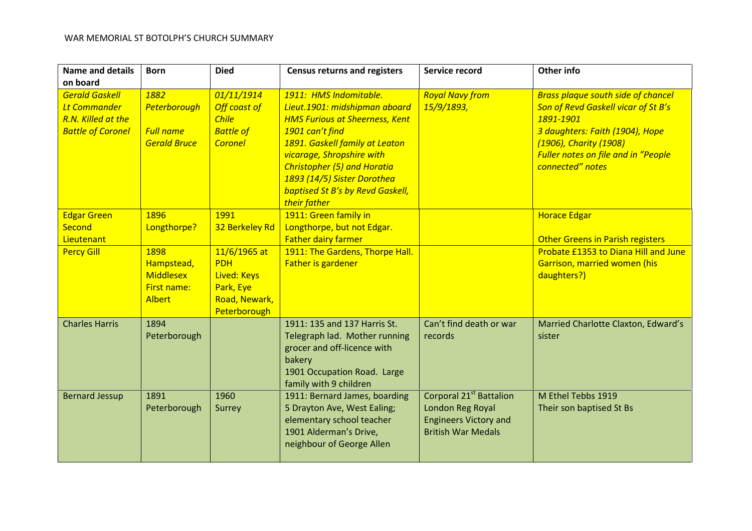WAR MEMORIAL ST BOTOLPH'S CHURCH SUMMARY

| Name and details on board | Born | Died | Census returns and registers | Service record | Other info |
|---|---|---|---|---|---|
| *Gerald Gaskell Lt Commander R.N. Killed at the Battle of Coronel* | *1882 Peterborough*<br><br>*Full name Gerald Bruce* | *01/11/1914 Off coast of Chile Battle of Coronel* | *1911: HMS Indomitable. Lieut.1901: midshipman aboard HMS Furious at Sheerness, Kent 1901 can't find*<br>*1891. Gaskell family at Leaton vicarage, Shropshire with Christopher (5) and Horatia*<br>*1893 (14/5) Sister Dorothea baptised St B's by Revd Gaskell, their father* | *Royal Navy from 15/9/1893,* | *Brass plaque south side of chancel*<br>*Son of Revd Gaskell vicar of St B's 1891-1901*<br>*3 daughters: Faith (1904), Hope (1906), Charity (1908)*<br>*Fuller notes on file and in "People connected" notes* |
| Edgar Green Second Lieutenant | 1896 Longthorpe? | 1991 32 Berkeley Rd | 1911: Green family in Longthorpe, but not Edgar. Father dairy farmer | | Horace Edgar<br><br>Other Greens in Parish registers |
| Percy Gill | 1898 Hampstead, Middlesex First name: Albert | 11/6/1965 at PDH Lived: Keys Park, Eye Road, Newark, Peterborough | 1911: The Gardens, Thorpe Hall. Father is gardener | | Probate £1353 to Diana Hill and June Garrison, married women (his daughters?) |
| Charles Harris | 1894 Peterborough | | 1911: 135 and 137 Harris St. Telegraph lad. Mother running grocer and off-licence with bakery<br>1901 Occupation Road. Large family with 9 children | Can't find death or war records | Married Charlotte Claxton, Edward's sister |
| Bernard Jessup | 1891 Peterborough | 1960 Surrey | 1911: Bernard James, boarding 5 Drayton Ave, West Ealing; elementary school teacher<br>1901 Alderman's Drive, neighbour of George Allen | Corporal 21st Battalion London Reg Royal Engineers Victory and British War Medals | M Ethel Tebbs 1919<br>Their son baptised St Bs |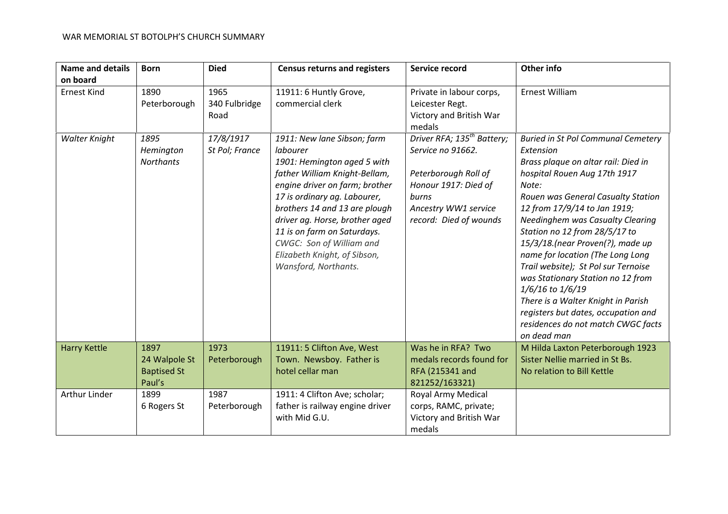WAR MEMORIAL ST BOTOLPH'S CHURCH SUMMARY

| Name and details on board | Born | Died | Census returns and registers | Service record | Other info |
|---|---|---|---|---|---|
| Ernest Kind | 1890 Peterborough | 1965 340 Fulbridge Road | 11911: 6 Huntly Grove, commercial clerk | Private in labour corps, Leicester Regt. Victory and British War medals | Ernest William |
| *Walter Knight* | *1895 Hemington Northants* | *17/8/1917 St Pol; France* | *1911: New lane Sibson; farm labourer*<br>*1901: Hemington aged 5 with father William Knight-Bellam, engine driver on farm; brother 17 is ordinary ag. Labourer, brothers 14 and 13 are plough driver ag. Horse, brother aged 11 is on farm on Saturdays.*<br>*CWGC: Son of William and Elizabeth Knight, of Sibson, Wansford, Northants.* | *Driver RFA; 135th Battery; Service no 91662.*<br><br>*Peterborough Roll of Honour 1917: Died of burns*<br>*Ancestry WW1 service record: Died of wounds* | *Buried in St Pol Communal Cemetery Extension*<br>*Brass plaque on altar rail: Died in hospital Rouen Aug 17th 1917*<br>*Note:*<br>*Rouen was General Casualty Station 12 from 17/9/14 to Jan 1919;*<br>*Needinghem was Casualty Clearing Station no 12 from 28/5/17 to 15/3/18.(near Proven(?), made up name for location (The Long Long Trail website); St Pol sur Ternoise was Stationary Station no 12 from 1/6/16 to 1/6/19*<br>*There is a Walter Knight in Parish registers but dates, occupation and residences do not match CWGC facts on dead man* |
| Harry Kettle | 1897 24 Walpole St Baptised St Paul's | 1973 Peterborough | 11911: 5 Clifton Ave, West Town. Newsboy. Father is hotel cellar man | Was he in RFA? Two medals records found for RFA (215341 and 821252/163321) | M Hilda Laxton Peterborough 1923<br>Sister Nellie married in St Bs.<br>No relation to Bill Kettle |
| Arthur Linder | 1899 6 Rogers St | 1987 Peterborough | 1911: 4 Clifton Ave; scholar; father is railway engine driver with Mid G.U. | Royal Army Medical corps, RAMC, private; Victory and British War medals | |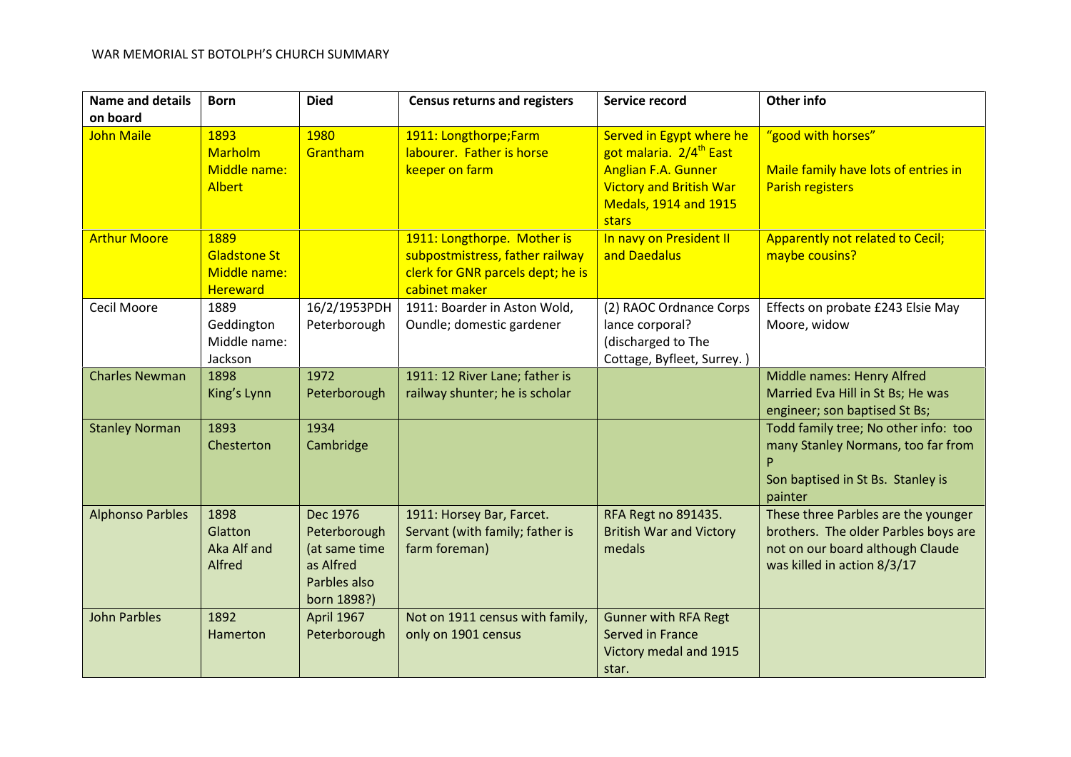WAR MEMORIAL ST BOTOLPH'S CHURCH SUMMARY

| Name and details on board | Born | Died | Census returns and registers | Service record | Other info |
|---|---|---|---|---|---|
| John Maile | 1893 Marholm Middle name: Albert | 1980 Grantham | 1911: Longthorpe;Farm labourer. Father is horse keeper on farm | Served in Egypt where he got malaria. 2/4th East Anglian F.A. Gunner Victory and British War Medals, 1914 and 1915 stars | "good with horses" Maile family have lots of entries in Parish registers |
| Arthur Moore | 1889 Gladstone St Middle name: Hereward | | 1911: Longthorpe. Mother is subpostmistress, father railway clerk for GNR parcels dept; he is cabinet maker | In navy on President II and Daedalus | Apparently not related to Cecil; maybe cousins? |
| Cecil Moore | 1889 Geddington Middle name: Jackson | 16/2/1953PDH Peterborough | 1911: Boarder in Aston Wold, Oundle; domestic gardener | (2) RAOC Ordnance Corps lance corporal? (discharged to The Cottage, Byfleet, Surrey. ) | Effects on probate £243 Elsie May Moore, widow |
| Charles Newman | 1898 King's Lynn | 1972 Peterborough | 1911: 12 River Lane; father is railway shunter; he is scholar | | Middle names: Henry Alfred Married Eva Hill in St Bs; He was engineer; son baptised St Bs; |
| Stanley Norman | 1893 Chesterton | 1934 Cambridge | | | Todd family tree; No other info: too many Stanley Normans, too far from P Son baptised in St Bs. Stanley is painter |
| Alphonso Parbles | 1898 Glatton Aka Alf and Alfred | Dec 1976 Peterborough (at same time as Alfred Parbles also born 1898?) | 1911: Horsey Bar, Farcet. Servant (with family; father is farm foreman) | RFA Regt no 891435. British War and Victory medals | These three Parbles are the younger brothers. The older Parbles boys are not on our board although Claude was killed in action 8/3/17 |
| John Parbles | 1892 Hamerton | April 1967 Peterborough | Not on 1911 census with family, only on 1901 census | Gunner with RFA Regt Served in France Victory medal and 1915 star. | |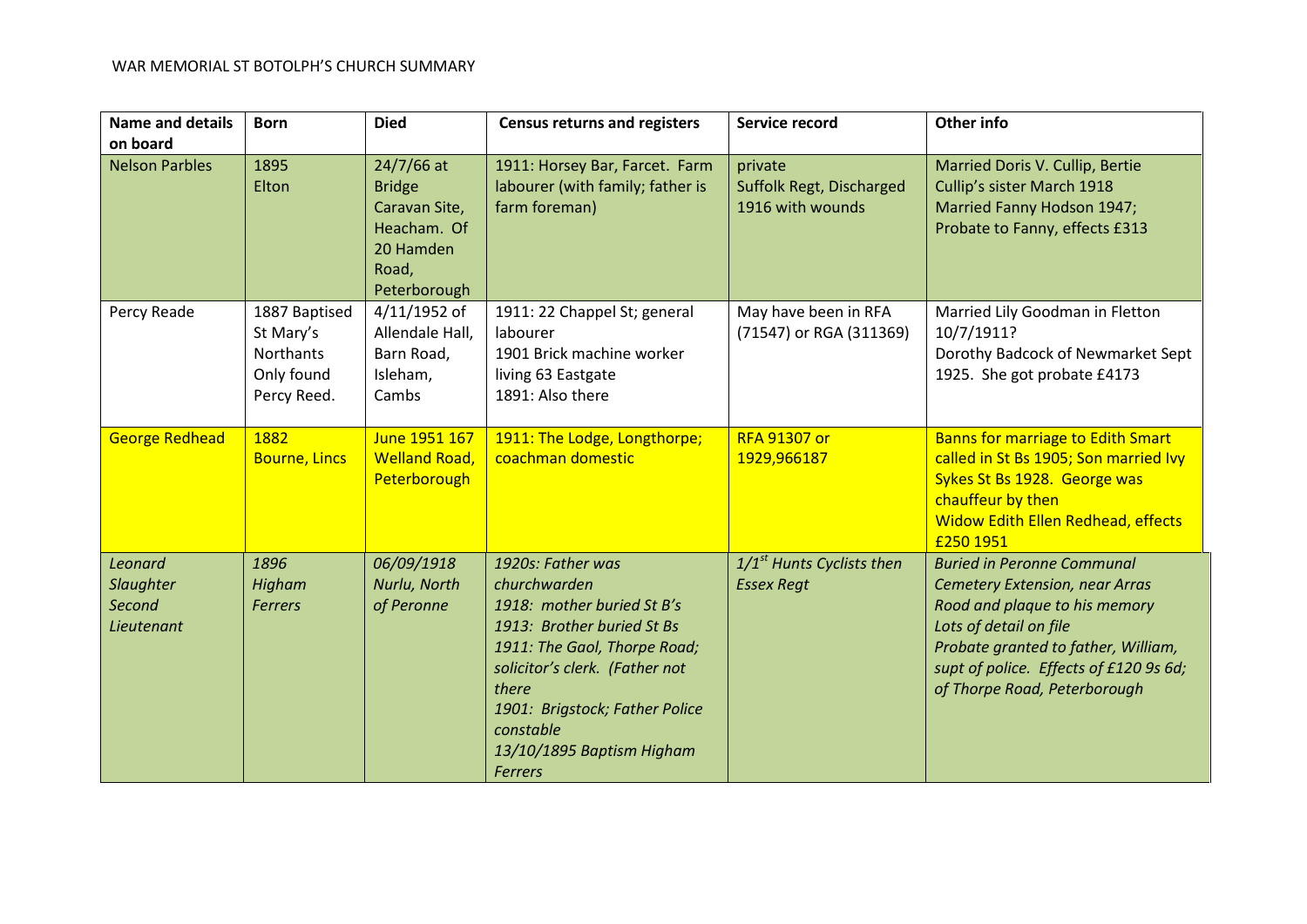WAR MEMORIAL ST BOTOLPH'S CHURCH SUMMARY

| Name and details on board | Born | Died | Census returns and registers | Service record | Other info |
|---|---|---|---|---|---|
| Nelson Parbles | 1895<br>Elton | 24/7/66 at Bridge Caravan Site, Heacham. Of 20 Hamden Road, Peterborough | 1911: Horsey Bar, Farcet. Farm labourer (with family; father is farm foreman) | private<br>Suffolk Regt, Discharged 1916 with wounds | Married Doris V. Cullip, Bertie Cullip's sister March 1918<br>Married Fanny Hodson 1947; Probate to Fanny, effects £313 |
| Percy Reade | 1887 Baptised St Mary's Northants Only found Percy Reed. | 4/11/1952 of Allendale Hall, Barn Road, Isleham, Cambs | 1911: 22 Chappel St; general labourer<br>1901 Brick machine worker living 63 Eastgate<br>1891: Also there | May have been in RFA (71547) or RGA (311369) | Married Lily Goodman in Fletton 10/7/1911?<br>Dorothy Badcock of Newmarket Sept 1925. She got probate £4173 |
| George Redhead | 1882<br>Bourne, Lincs | June 1951 167 Welland Road, Peterborough | 1911: The Lodge, Longthorpe; coachman domestic | RFA 91307 or 1929,966187 | Banns for marriage to Edith Smart called in St Bs 1905; Son married Ivy Sykes St Bs 1928. George was chauffeur by then<br>Widow Edith Ellen Redhead, effects £250 1951 |
| *Leonard Slaughter Second Lieutenant* | *1896 Higham Ferrers* | *06/09/1918 Nurlu, North of Peronne* | *1920s: Father was churchwarden*<br>*1918: mother buried St B's*<br>*1913: Brother buried St Bs*<br>*1911: The Gaol, Thorpe Road; solicitor's clerk. (Father not there*<br>*1901: Brigstock; Father Police constable*<br>*13/10/1895 Baptism Higham Ferrers* | *1/1st Hunts Cyclists then Essex Regt* | *Buried in Peronne Communal Cemetery Extension, near Arras*<br>*Rood and plaque to his memory*<br>*Lots of detail on file*<br>*Probate granted to father, William, supt of police. Effects of £120 9s 6d; of Thorpe Road, Peterborough* |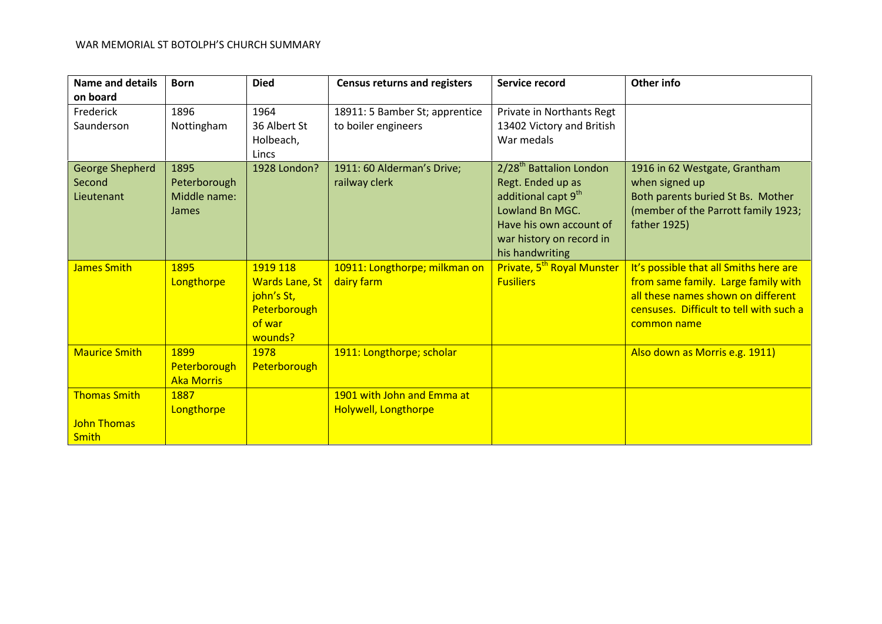WAR MEMORIAL ST BOTOLPH'S CHURCH SUMMARY

| Name and details on board | Born | Died | Census returns and registers | Service record | Other info |
|---|---|---|---|---|---|
| Frederick Saunderson | 1896 Nottingham | 1964 36 Albert St Holbeach, Lincs | 18911: 5 Bamber St; apprentice to boiler engineers | Private in Northants Regt 13402 Victory and British War medals | |
| George Shepherd Second Lieutenant | 1895 Peterborough Middle name: James | 1928 London? | 1911: 60 Alderman's Drive; railway clerk | 2/28th Battalion London Regt. Ended up as additional capt 9th Lowland Bn MGC. Have his own account of war history on record in his handwriting | 1916 in 62 Westgate, Grantham when signed up Both parents buried St Bs. Mother (member of the Parrott family 1923; father 1925) |
| James Smith | 1895 Longthorpe | 1919 118 Wards Lane, St john's St, Peterborough of war wounds? | 10911: Longthorpe; milkman on dairy farm | Private, 5th Royal Munster Fusiliers | It's possible that all Smiths here are from same family. Large family with all these names shown on different censuses. Difficult to tell with such a common name |
| Maurice Smith | 1899 Peterborough Aka Morris | 1978 Peterborough | 1911: Longthorpe; scholar | | Also down as Morris e.g. 1911) |
| Thomas Smith<br><br>John Thomas Smith | 1887 Longthorpe | | 1901 with John and Emma at Holywell, Longthorpe | | |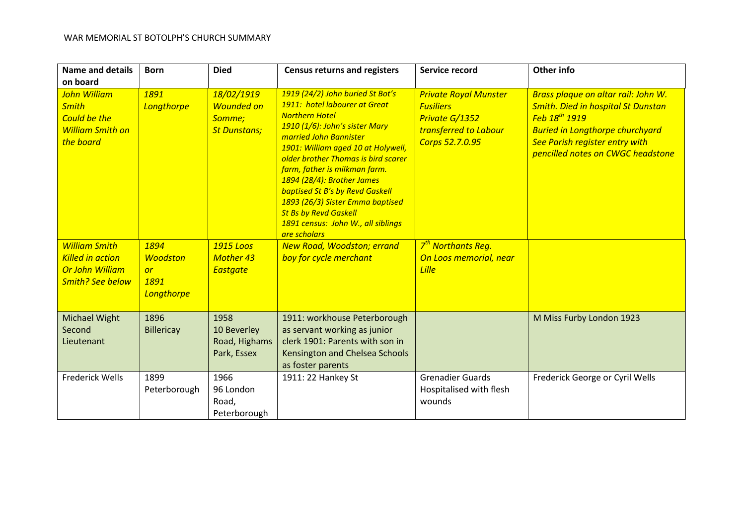WAR MEMORIAL ST BOTOLPH'S CHURCH SUMMARY

| Name and details on board | Born | Died | Census returns and registers | Service record | Other info |
|---|---|---|---|---|---|
| *John William Smith Could be the William Smith on the board* | *1891 Longthorpe* | *18/02/1919 Wounded on Somme; St Dunstans;* | *1919 (24/2) John buried St Bot's 1911: hotel labourer at Great Northern Hotel 1910 (1/6): John's sister Mary married John Bannister 1901: William aged 10 at Holywell, older brother Thomas is bird scarer farm, father is milkman farm. 1894 (28/4): Brother James baptised St B's by Revd Gaskell 1893 (26/3) Sister Emma baptised St Bs by Revd Gaskell 1891 census: John W., all siblings are scholars* | ***Private Royal Munster Fusiliers** Private G/1352 transferred to Labour Corps 52.7.0.95* | ***Brass plaque on altar rail: John W. Smith. Died in hospital St Dunstan Feb 18th 1919 Buried in Longthorpe churchyard See Parish register entry with pencilled notes on CWGC headstone*** |
| *William Smith Killed in action Or John William Smith? See below* | *1894 Woodston or 1891 Longthorpe* | *1915 Loos Mother 43 Eastgate* | *New Road, Woodston; errand boy for cycle merchant* | *7th Northants Reg. On Loos memorial, near Lille* | |
| Michael Wight Second Lieutenant | 1896 Billericay | 1958 10 Beverley Road, Highams Park, Essex | 1911: workhouse Peterborough as servant working as junior clerk 1901: Parents with son in Kensington and Chelsea Schools as foster parents | | M Miss Furby London 1923 |
| Frederick Wells | 1899 Peterborough | 1966 96 London Road, Peterborough | 1911: 22 Hankey St | Grenadier Guards Hospitalised with flesh wounds | Frederick George or Cyril Wells |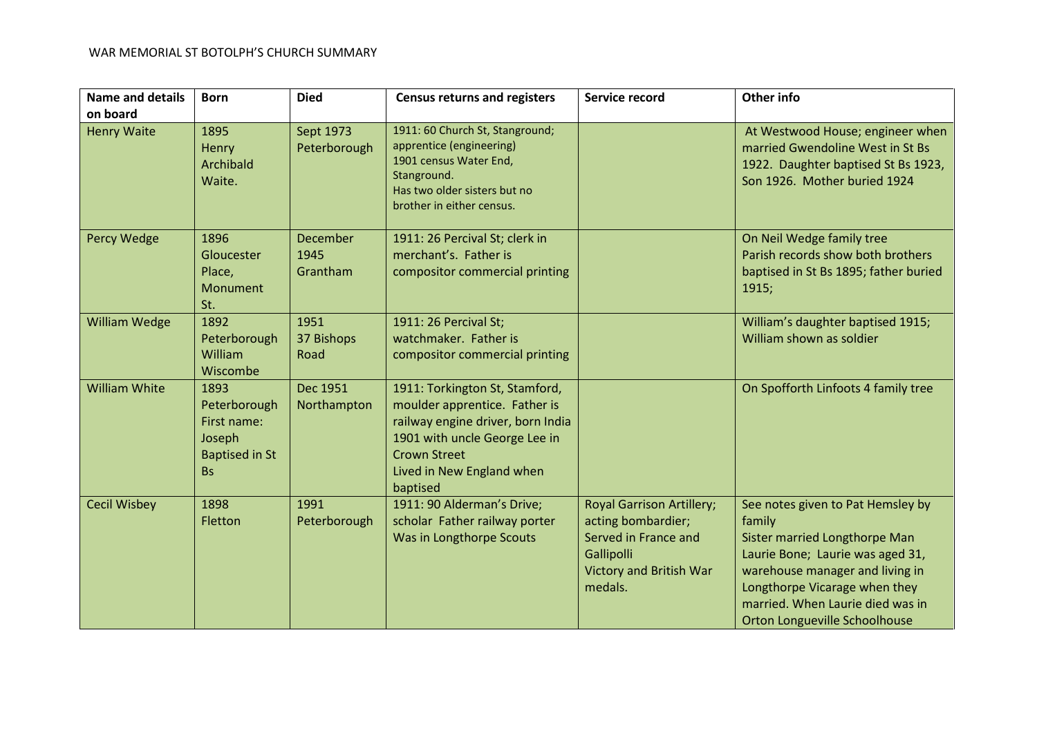WAR MEMORIAL ST BOTOLPH'S CHURCH SUMMARY

| Name and details on board | Born | Died | Census returns and registers | Service record | Other info |
|---|---|---|---|---|---|
| Henry Waite | 1895 Henry Archibald Waite. | Sept 1973 Peterborough | 1911: 60 Church St, Stanground; apprentice (engineering) 1901 census Water End, Stanground. Has two older sisters but no brother in either census. | | At Westwood House; engineer when married Gwendoline West in St Bs 1922. Daughter baptised St Bs 1923, Son 1926. Mother buried 1924 |
| Percy Wedge | 1896 Gloucester Place, Monument St. | December 1945 Grantham | 1911: 26 Percival St; clerk in merchant's. Father is compositor commercial printing | | On Neil Wedge family tree Parish records show both brothers baptised in St Bs 1895; father buried 1915; |
| William Wedge | 1892 Peterborough William Wiscombe | 1951 37 Bishops Road | 1911: 26 Percival St; watchmaker. Father is compositor commercial printing | | William's daughter baptised 1915; William shown as soldier |
| William White | 1893 Peterborough First name: Joseph Baptised in St Bs | Dec 1951 Northampton | 1911: Torkington St, Stamford, moulder apprentice. Father is railway engine driver, born India 1901 with uncle George Lee in Crown Street Lived in New England when baptised | | On Spofforth Linfoots 4 family tree |
| Cecil Wisbey | 1898 Fletton | 1991 Peterborough | 1911: 90 Alderman's Drive; scholar Father railway porter Was in Longthorpe Scouts | Royal Garrison Artillery; acting bombardier; Served in France and Gallipoli Victory and British War medals. | See notes given to Pat Hemsley by family Sister married Longthorpe Man Laurie Bone; Laurie was aged 31, warehouse manager and living in Longthorpe Vicarage when they married. When Laurie died was in Orton Longueville Schoolhouse |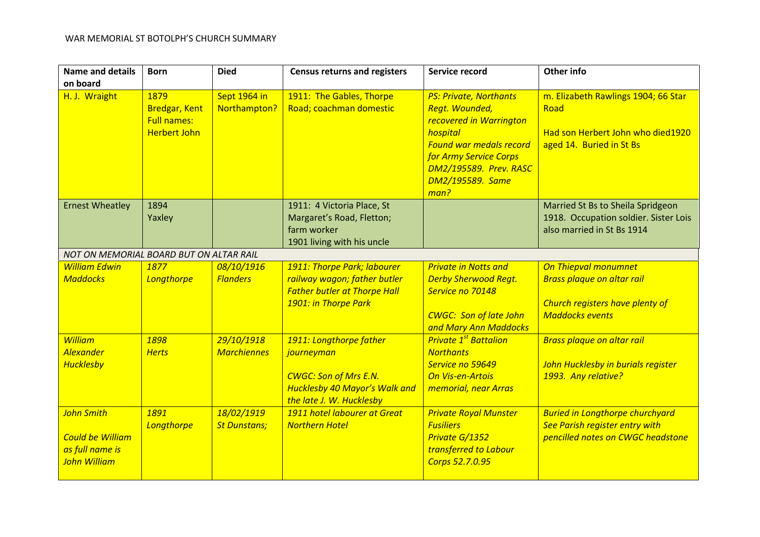WAR MEMORIAL ST BOTOLPH'S CHURCH SUMMARY

| Name and details on board | Born | Died | Census returns and registers | Service record | Other info |
|---|---|---|---|---|---|
| H. J. Wraight | 1879 Bredgar, Kent Full names: Herbert John | Sept 1964 in Northampton? | 1911: The Gables, Thorpe Road; coachman domestic | *PS: Private, Northants Regt. Wounded, recovered in Warrington hospital Found war medals record for Army Service Corps DM2/195589. Prev. RASC DM2/195589. Same man?* | m. Elizabeth Rawlings 1904; 66 Star Road<br><br>Had son Herbert John who died1920 aged 14. Buried in St Bs |
| Ernest Wheatley | 1894 Yaxley | | 1911: 4 Victoria Place, St Margaret's Road, Fletton; farm worker<br>1901 living with his uncle | | Married St Bs to Sheila Spridgeon 1918. Occupation soldier. Sister Lois also married in St Bs 1914 |
| *NOT ON MEMORIAL BOARD BUT ON ALTAR RAIL* | | | | | |
| *William Edwin Maddocks* | *1877 Longthorpe* | *08/10/1916 Flanders* | *1911: Thorpe Park; labourer railway wagon; father butler Father butler at Thorpe Hall 1901: in Thorpe Park* | *Private in Notts and Derby Sherwood Regt. Service no 70148*<br><br>*CWGC: Son of late John and Mary Ann Maddocks* | *On Thiepval monumnet Brass plaque on altar rail*<br><br>*Church registers have plenty of Maddocks events* |
| *William Alexander Hucklesby* | *1898 Herts* | *29/10/1918 Marchiennes* | *1911: Longthorpe father journeyman*<br><br>*CWGC: Son of Mrs E.N. Hucklesby 40 Mayor's Walk and the late J. W. Hucklesby* | *Private 1st Battalion Northants Service no 59649 On Vis-en-Artois memorial, near Arras* | *Brass plaque on altar rail*<br><br>*John Hucklesby in burials register 1993. Any relative?* |
| *John Smith*<br><br>*Could be William as full name is John William* | *1891 Longthorpe* | *18/02/1919 St Dunstans;* | *1911 hotel labourer at Great Northern Hotel* | *Private Royal Munster Fusiliers Private G/1352 transferred to Labour Corps 52.7.0.95* | *Buried in Longthorpe churchyard See Parish register entry with pencilled notes on CWGC headstone* |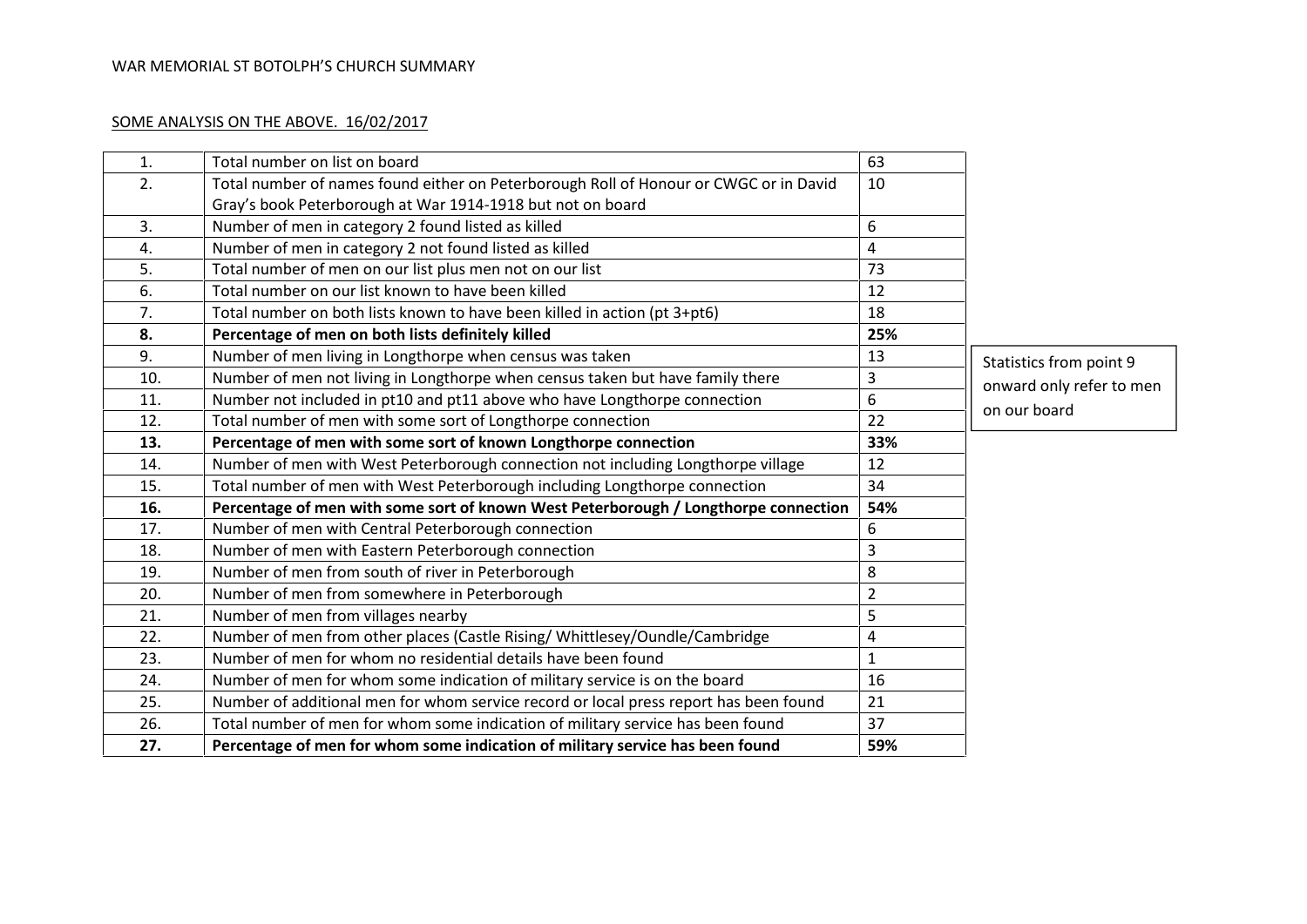WAR MEMORIAL ST BOTOLPH'S CHURCH SUMMARY

SOME ANALYSIS ON THE ABOVE. 16/02/2017

| | | |
|---|---|---|
| 1. | Total number on list on board | 63 |
| 2. | Total number of names found either on Peterborough Roll of Honour or CWGC or in David Gray's book Peterborough at War 1914-1918 but not on board | 10 |
| 3. | Number of men in category 2 found listed as killed | 6 |
| 4. | Number of men in category 2 not found listed as killed | 4 |
| 5. | Total number of men on our list plus men not on our list | 73 |
| 6. | Total number on our list known to have been killed | 12 |
| 7. | Total number on both lists known to have been killed in action (pt 3+pt6) | 18 |
| **8.** | **Percentage of men on both lists definitely killed** | **25%** |
| 9. | Number of men living in Longthorpe when census was taken | 13 |
| 10. | Number of men not living in Longthorpe when census taken but have family there | 3 |
| 11. | Number not included in pt10 and pt11 above who have Longthorpe connection | 6 |
| 12. | Total number of men with some sort of Longthorpe connection | 22 |
| **13.** | **Percentage of men with some sort of known Longthorpe connection** | **33%** |
| 14. | Number of men with West Peterborough connection not including Longthorpe village | 12 |
| 15. | Total number of men with West Peterborough including Longthorpe connection | 34 |
| **16.** | **Percentage of men with some sort of known West Peterborough / Longthorpe connection** | **54%** |
| 17. | Number of men with Central Peterborough connection | 6 |
| 18. | Number of men with Eastern Peterborough connection | 3 |
| 19. | Number of men from south of river in Peterborough | 8 |
| 20. | Number of men from somewhere in Peterborough | 2 |
| 21. | Number of men from villages nearby | 5 |
| 22. | Number of men from other places (Castle Rising/ Whittlesey/Oundle/Cambridge | 4 |
| 23. | Number of men for whom no residential details have been found | 1 |
| 24. | Number of men for whom some indication of military service is on the board | 16 |
| 25. | Number of additional men for whom service record or local press report has been found | 21 |
| 26. | Total number of men for whom some indication of military service has been found | 37 |
| **27.** | **Percentage of men for whom some indication of military service has been found** | **59%** |

Statistics from point 9 onward only refer to men on our board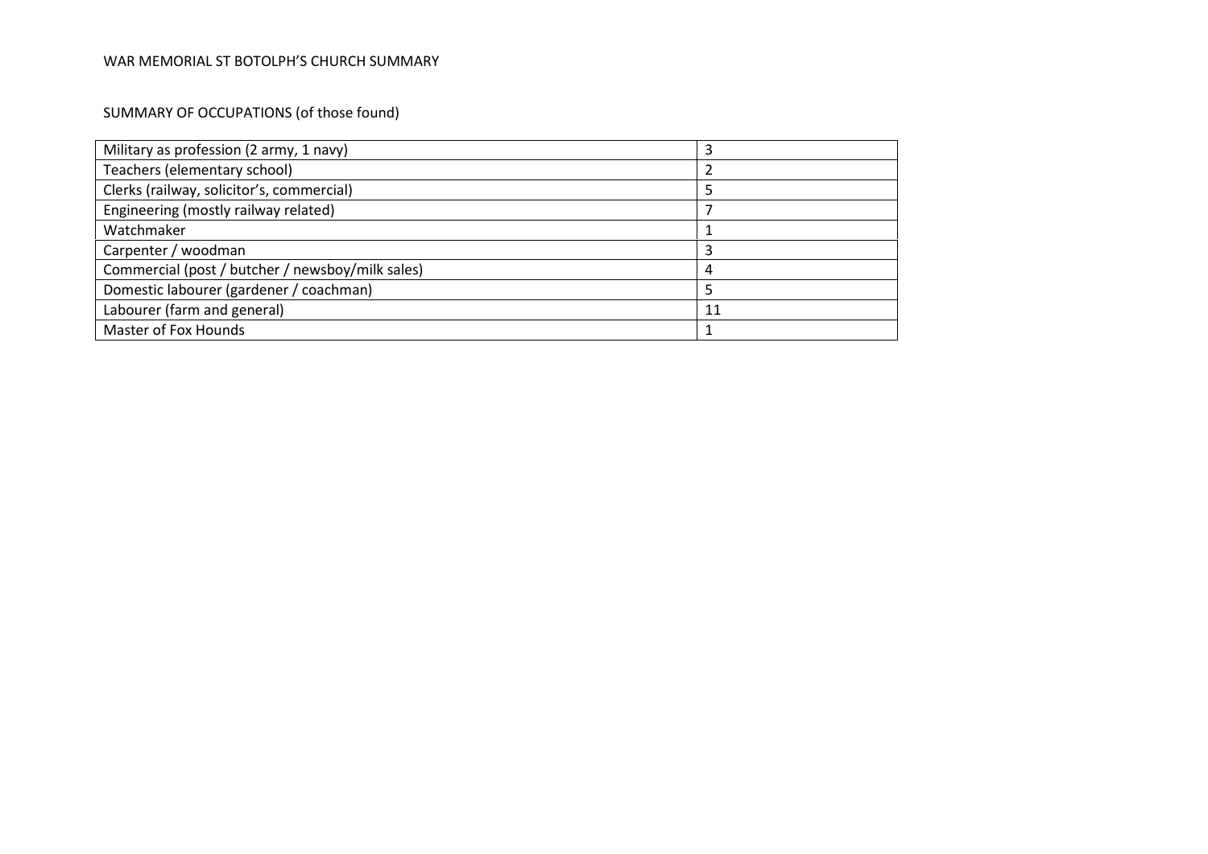WAR MEMORIAL ST BOTOLPH'S CHURCH SUMMARY

SUMMARY OF OCCUPATIONS (of those found)

| | |
|---|---|
| Military as profession (2 army, 1 navy) | 3 |
| Teachers (elementary school) | 2 |
| Clerks (railway, solicitor's, commercial) | 5 |
| Engineering (mostly railway related) | 7 |
| Watchmaker | 1 |
| Carpenter / woodman | 3 |
| Commercial (post / butcher / newsboy/milk sales) | 4 |
| Domestic labourer (gardener / coachman) | 5 |
| Labourer (farm and general) | 11 |
| Master of Fox Hounds | 1 |